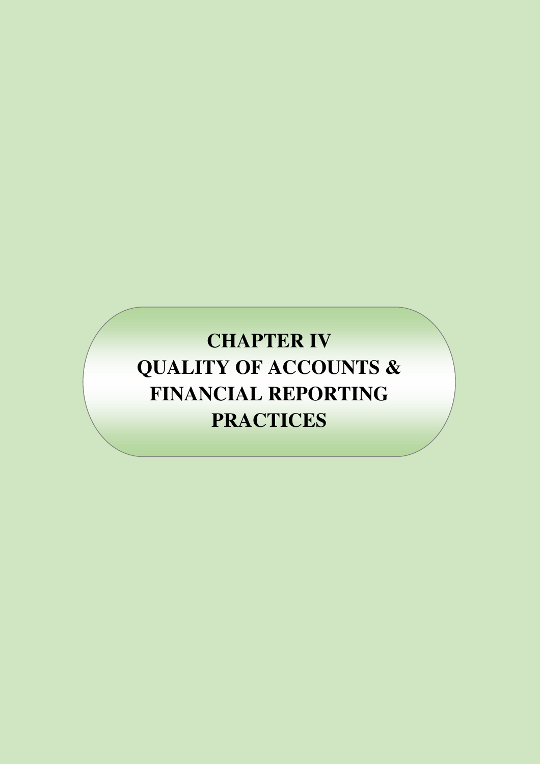# CHAPTER IV
# QUALITY OF ACCOUNTS & FINANCIAL REPORTING PRACTICES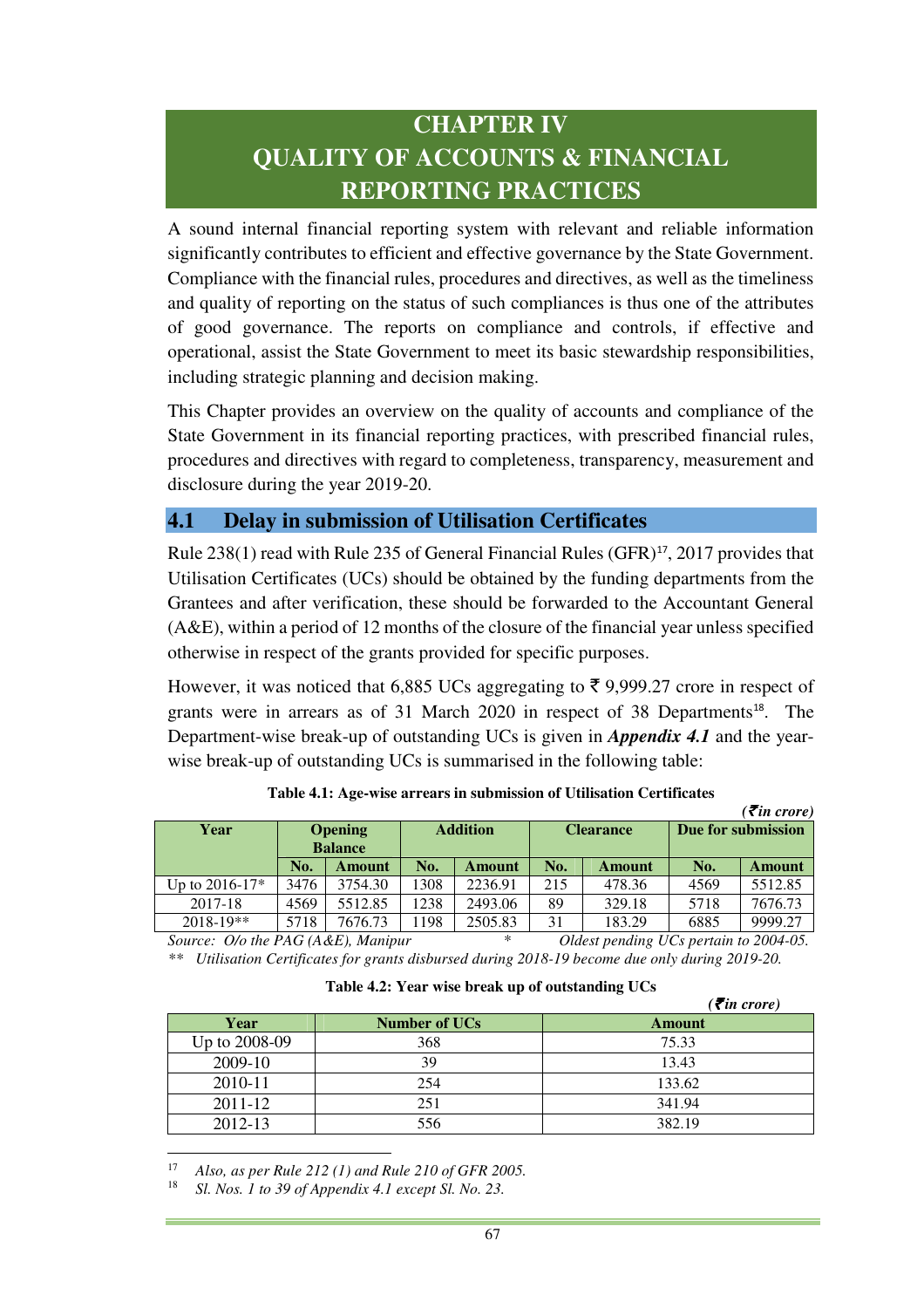# CHAPTER IV
# QUALITY OF ACCOUNTS & FINANCIAL REPORTING PRACTICES

A sound internal financial reporting system with relevant and reliable information significantly contributes to efficient and effective governance by the State Government. Compliance with the financial rules, procedures and directives, as well as the timeliness and quality of reporting on the status of such compliances is thus one of the attributes of good governance. The reports on compliance and controls, if effective and operational, assist the State Government to meet its basic stewardship responsibilities, including strategic planning and decision making.

This Chapter provides an overview on the quality of accounts and compliance of the State Government in its financial reporting practices, with prescribed financial rules, procedures and directives with regard to completeness, transparency, measurement and disclosure during the year 2019-20.

## 4.1 Delay in submission of Utilisation Certificates

Rule 238(1) read with Rule 235 of General Financial Rules (GFR)[17], 2017 provides that Utilisation Certificates (UCs) should be obtained by the funding departments from the Grantees and after verification, these should be forwarded to the Accountant General (A&E), within a period of 12 months of the closure of the financial year unless specified otherwise in respect of the grants provided for specific purposes.

However, it was noticed that 6,885 UCs aggregating to ₹ 9,999.27 crore in respect of grants were in arrears as of 31 March 2020 in respect of 38 Departments[18]. The Department-wise break-up of outstanding UCs is given in ***Appendix 4.1*** and the year-wise break-up of outstanding UCs is summarised in the following table:

**Table 4.1: Age-wise arrears in submission of Utilisation Certificates**

*(₹in crore)*

| Year | Opening Balance | | Addition | | Clearance | | Due for submission | |
|---|---|---|---|---|---|---|---|---|
| | No. | Amount | No. | Amount | No. | Amount | No. | Amount |
| Up to 2016-17* | 3476 | 3754.30 | 1308 | 2236.91 | 215 | 478.36 | 4569 | 5512.85 |
| 2017-18 | 4569 | 5512.85 | 1238 | 2493.06 | 89 | 329.18 | 5718 | 7676.73 |
| 2018-19** | 5718 | 7676.73 | 1198 | 2505.83 | 31 | 183.29 | 6885 | 9999.27 |

*Source: O/o the PAG (A&E), Manipur* &nbsp;&nbsp;&nbsp; * *Oldest pending UCs pertain to 2004-05.*

** *Utilisation Certificates for grants disbursed during 2018-19 become due only during 2019-20.*

**Table 4.2: Year wise break up of outstanding UCs**

*(₹in crore)*

| Year | Number of UCs | Amount |
|---|---|---|
| Up to 2008-09 | 368 | 75.33 |
| 2009-10 | 39 | 13.43 |
| 2010-11 | 254 | 133.62 |
| 2011-12 | 251 | 341.94 |
| 2012-13 | 556 | 382.19 |

---

[17] *Also, as per Rule 212 (1) and Rule 210 of GFR 2005.*

[18] *Sl. Nos. 1 to 39 of Appendix 4.1 except Sl. No. 23.*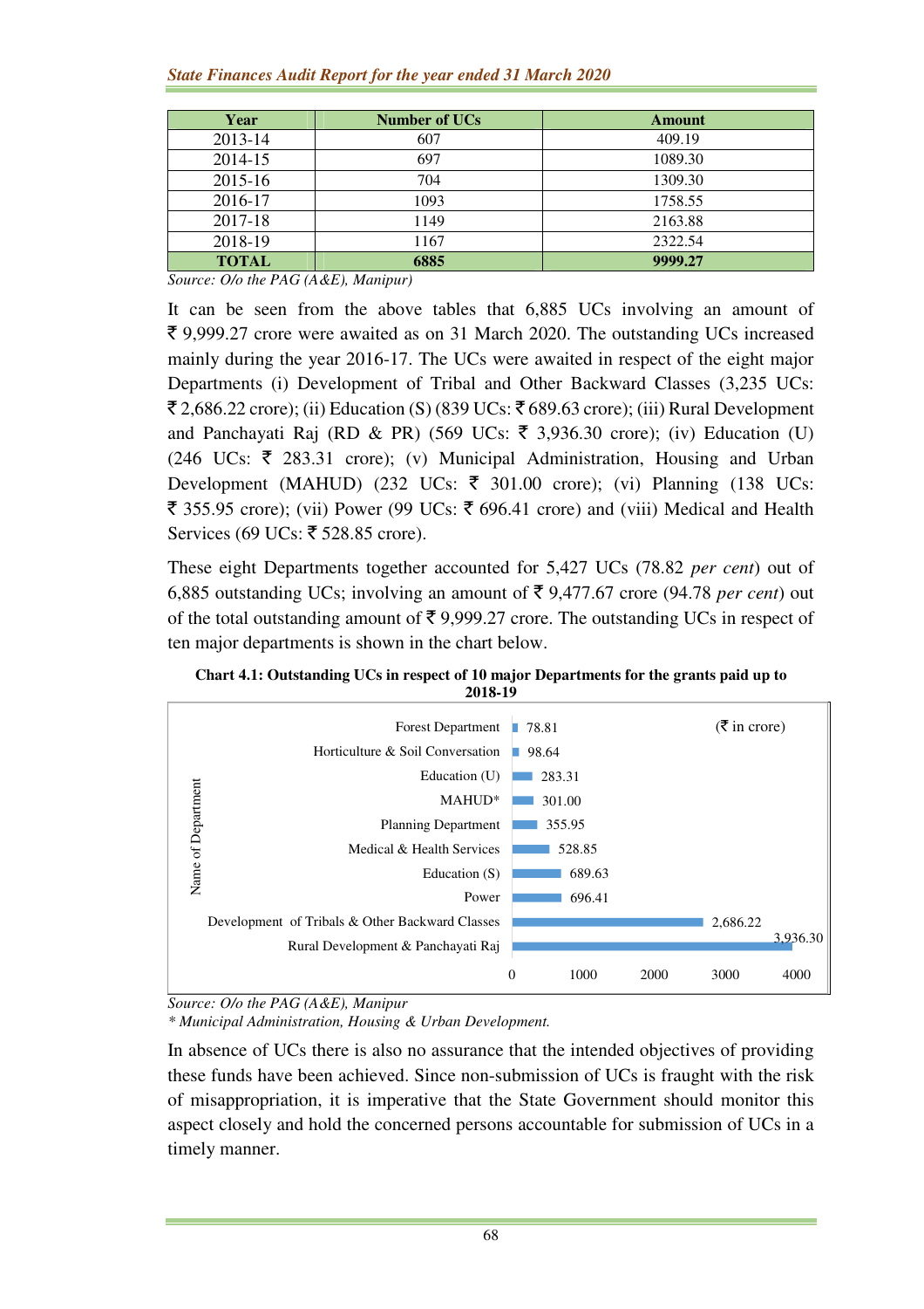| Year | Number of UCs | Amount |
|---|---|---|
| 2013-14 | 607 | 409.19 |
| 2014-15 | 697 | 1089.30 |
| 2015-16 | 704 | 1309.30 |
| 2016-17 | 1093 | 1758.55 |
| 2017-18 | 1149 | 2163.88 |
| 2018-19 | 1167 | 2322.54 |
| **TOTAL** | **6885** | **9999.27** |

*Source: O/o the PAG (A&E), Manipur)*

It can be seen from the above tables that 6,885 UCs involving an amount of ₹ 9,999.27 crore were awaited as on 31 March 2020. The outstanding UCs increased mainly during the year 2016-17. The UCs were awaited in respect of the eight major Departments (i) Development of Tribal and Other Backward Classes (3,235 UCs: ₹ 2,686.22 crore); (ii) Education (S) (839 UCs: ₹ 689.63 crore); (iii) Rural Development and Panchayati Raj (RD & PR) (569 UCs: ₹ 3,936.30 crore); (iv) Education (U) (246 UCs: ₹ 283.31 crore); (v) Municipal Administration, Housing and Urban Development (MAHUD) (232 UCs: ₹ 301.00 crore); (vi) Planning (138 UCs: ₹ 355.95 crore); (vii) Power (99 UCs: ₹ 696.41 crore) and (viii) Medical and Health Services (69 UCs: ₹ 528.85 crore).

These eight Departments together accounted for 5,427 UCs (78.82 *per cent*) out of 6,885 outstanding UCs; involving an amount of ₹ 9,477.67 crore (94.78 *per cent*) out of the total outstanding amount of ₹ 9,999.27 crore. The outstanding UCs in respect of ten major departments is shown in the chart below.

**Chart 4.1: Outstanding UCs in respect of 10 major Departments for the grants paid up to 2018-19**

(₹ in crore)

| Name of Department | Amount |
|---|---|
| Forest Department | 78.81 |
| Horticulture & Soil Conversation | 98.64 |
| Education (U) | 283.31 |
| MAHUD* | 301.00 |
| Planning Department | 355.95 |
| Medical & Health Services | 528.85 |
| Education (S) | 689.63 |
| Power | 696.41 |
| Development of Tribals & Other Backward Classes | 2,686.22 |
| Rural Development & Panchayati Raj | 3,936.30 |

*Source: O/o the PAG (A&E), Manipur*

*\* Municipal Administration, Housing & Urban Development.*

In absence of UCs there is also no assurance that the intended objectives of providing these funds have been achieved. Since non-submission of UCs is fraught with the risk of misappropriation, it is imperative that the State Government should monitor this aspect closely and hold the concerned persons accountable for submission of UCs in a timely manner.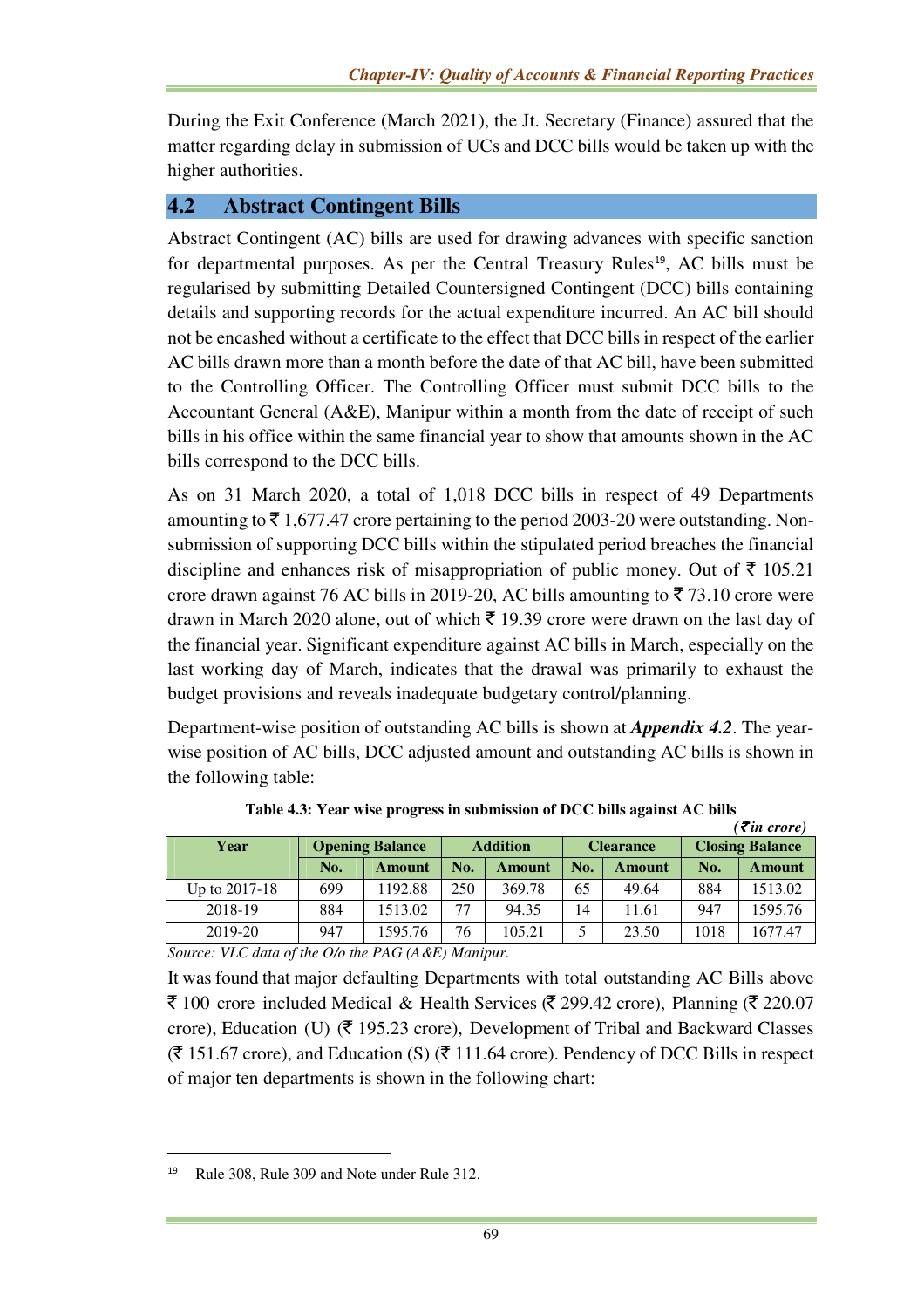During the Exit Conference (March 2021), the Jt. Secretary (Finance) assured that the matter regarding delay in submission of UCs and DCC bills would be taken up with the higher authorities.

## 4.2 Abstract Contingent Bills

Abstract Contingent (AC) bills are used for drawing advances with specific sanction for departmental purposes. As per the Central Treasury Rules[19], AC bills must be regularised by submitting Detailed Countersigned Contingent (DCC) bills containing details and supporting records for the actual expenditure incurred. An AC bill should not be encashed without a certificate to the effect that DCC bills in respect of the earlier AC bills drawn more than a month before the date of that AC bill, have been submitted to the Controlling Officer. The Controlling Officer must submit DCC bills to the Accountant General (A&E), Manipur within a month from the date of receipt of such bills in his office within the same financial year to show that amounts shown in the AC bills correspond to the DCC bills.

As on 31 March 2020, a total of 1,018 DCC bills in respect of 49 Departments amounting to ₹ 1,677.47 crore pertaining to the period 2003-20 were outstanding. Non-submission of supporting DCC bills within the stipulated period breaches the financial discipline and enhances risk of misappropriation of public money. Out of ₹ 105.21 crore drawn against 76 AC bills in 2019-20, AC bills amounting to ₹ 73.10 crore were drawn in March 2020 alone, out of which ₹ 19.39 crore were drawn on the last day of the financial year. Significant expenditure against AC bills in March, especially on the last working day of March, indicates that the drawal was primarily to exhaust the budget provisions and reveals inadequate budgetary control/planning.

Department-wise position of outstanding AC bills is shown at ***Appendix 4.2***. The year-wise position of AC bills, DCC adjusted amount and outstanding AC bills is shown in the following table:

**Table 4.3: Year wise progress in submission of DCC bills against AC bills**

*(₹ in crore)*

| Year | Opening Balance | | Addition | | Clearance | | Closing Balance | |
|---|---|---|---|---|---|---|---|---|
| | No. | Amount | No. | Amount | No. | Amount | No. | Amount |
| Up to 2017-18 | 699 | 1192.88 | 250 | 369.78 | 65 | 49.64 | 884 | 1513.02 |
| 2018-19 | 884 | 1513.02 | 77 | 94.35 | 14 | 11.61 | 947 | 1595.76 |
| 2019-20 | 947 | 1595.76 | 76 | 105.21 | 5 | 23.50 | 1018 | 1677.47 |

*Source: VLC data of the O/o the PAG (A&E) Manipur.*

It was found that major defaulting Departments with total outstanding AC Bills above ₹ 100 crore included Medical & Health Services (₹ 299.42 crore), Planning (₹ 220.07 crore), Education (U) (₹ 195.23 crore), Development of Tribal and Backward Classes (₹ 151.67 crore), and Education (S) (₹ 111.64 crore). Pendency of DCC Bills in respect of major ten departments is shown in the following chart:

[19] Rule 308, Rule 309 and Note under Rule 312.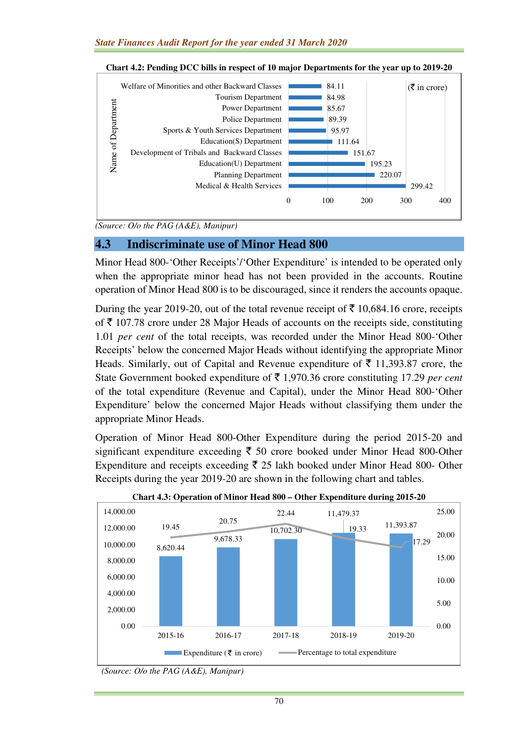**Chart 4.2: Pending DCC bills in respect of 10 major Departments for the year up to 2019-20**

(₹ in crore)

| Name of Department | Amount |
|---|---|
| Welfare of Minorities and other Backward Classes | 84.11 |
| Tourism Department | 84.98 |
| Power Department | 85.67 |
| Police Department | 89.39 |
| Sports & Youth Services Department | 95.97 |
| Education(S) Department | 111.64 |
| Development of Tribals and Backward Classes | 151.67 |
| Education(U) Department | 195.23 |
| Planning Department | 220.07 |
| Medical & Health Services | 299.42 |

*(Source: O/o the PAG (A&E), Manipur)*

## 4.3 Indiscriminate use of Minor Head 800

Minor Head 800-'Other Receipts'/'Other Expenditure' is intended to be operated only when the appropriate minor head has not been provided in the accounts. Routine operation of Minor Head 800 is to be discouraged, since it renders the accounts opaque.

During the year 2019-20, out of the total revenue receipt of ₹ 10,684.16 crore, receipts of ₹ 107.78 crore under 28 Major Heads of accounts on the receipts side, constituting 1.01 *per cent* of the total receipts, was recorded under the Minor Head 800-'Other Receipts' below the concerned Major Heads without identifying the appropriate Minor Heads. Similarly, out of Capital and Revenue expenditure of ₹ 11,393.87 crore, the State Government booked expenditure of ₹ 1,970.36 crore constituting 17.29 *per cent* of the total expenditure (Revenue and Capital), under the Minor Head 800-'Other Expenditure' below the concerned Major Heads without classifying them under the appropriate Minor Heads.

Operation of Minor Head 800-Other Expenditure during the period 2015-20 and significant expenditure exceeding ₹ 50 crore booked under Minor Head 800-Other Expenditure and receipts exceeding ₹ 25 lakh booked under Minor Head 800- Other Receipts during the year 2019-20 are shown in the following chart and tables.

**Chart 4.3: Operation of Minor Head 800 – Other Expenditure during 2015-20**

| Year | Expenditure (₹ in crore) | Percentage to total expenditure |
|---|---|---|
| 2015-16 | 8,620.44 | 19.45 |
| 2016-17 | 9,678.33 | 20.75 |
| 2017-18 | 10,702.30 | 22.44 |
| 2018-19 | 11,479.37 | 19.33 |
| 2019-20 | 11,393.87 | 17.29 |

*(Source: O/o the PAG (A&E), Manipur)*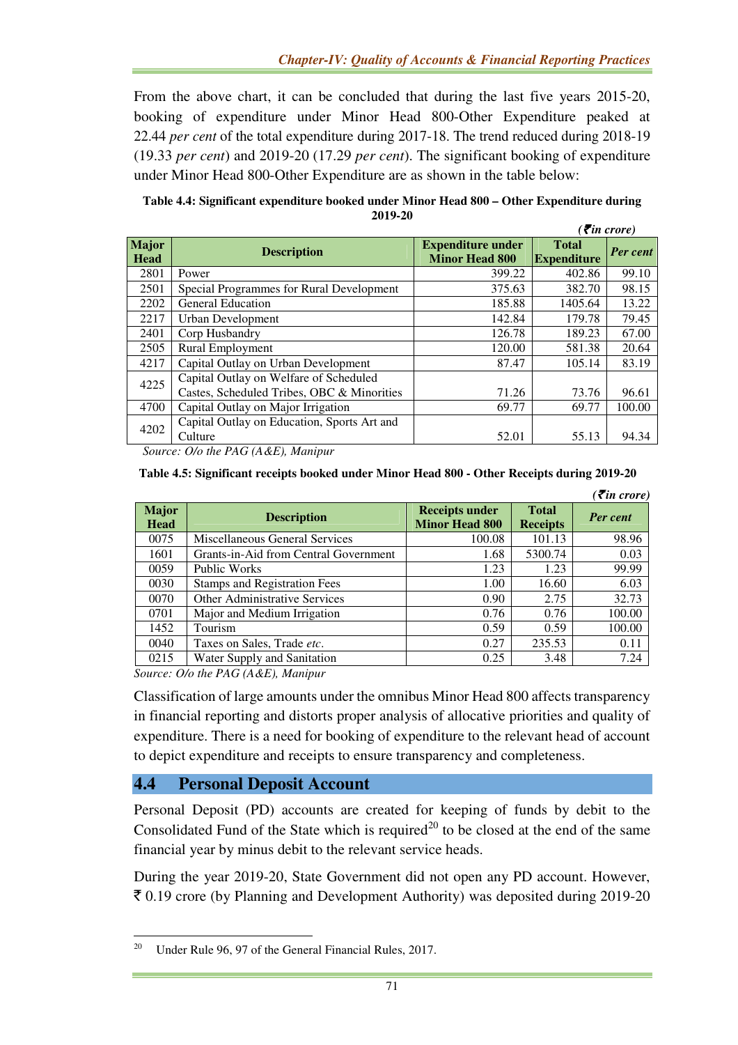From the above chart, it can be concluded that during the last five years 2015-20, booking of expenditure under Minor Head 800-Other Expenditure peaked at 22.44 *per cent* of the total expenditure during 2017-18. The trend reduced during 2018-19 (19.33 *per cent*) and 2019-20 (17.29 *per cent*). The significant booking of expenditure under Minor Head 800-Other Expenditure are as shown in the table below:

**Table 4.4: Significant expenditure booked under Minor Head 800 – Other Expenditure during 2019-20**

*(₹in crore)*

| Major Head | Description | Expenditure under Minor Head 800 | Total Expenditure | Per cent |
|---|---|---|---|---|
| 2801 | Power | 399.22 | 402.86 | 99.10 |
| 2501 | Special Programmes for Rural Development | 375.63 | 382.70 | 98.15 |
| 2202 | General Education | 185.88 | 1405.64 | 13.22 |
| 2217 | Urban Development | 142.84 | 179.78 | 79.45 |
| 2401 | Corp Husbandry | 126.78 | 189.23 | 67.00 |
| 2505 | Rural Employment | 120.00 | 581.38 | 20.64 |
| 4217 | Capital Outlay on Urban Development | 87.47 | 105.14 | 83.19 |
| 4225 | Capital Outlay on Welfare of Scheduled Castes, Scheduled Tribes, OBC & Minorities | 71.26 | 73.76 | 96.61 |
| 4700 | Capital Outlay on Major Irrigation | 69.77 | 69.77 | 100.00 |
| 4202 | Capital Outlay on Education, Sports Art and Culture | 52.01 | 55.13 | 94.34 |

*Source: O/o the PAG (A&E), Manipur*

**Table 4.5: Significant receipts booked under Minor Head 800 - Other Receipts during 2019-20**

*(₹in crore)*

| Major Head | Description | Receipts under Minor Head 800 | Total Receipts | Per cent |
|---|---|---|---|---|
| 0075 | Miscellaneous General Services | 100.08 | 101.13 | 98.96 |
| 1601 | Grants-in-Aid from Central Government | 1.68 | 5300.74 | 0.03 |
| 0059 | Public Works | 1.23 | 1.23 | 99.99 |
| 0030 | Stamps and Registration Fees | 1.00 | 16.60 | 6.03 |
| 0070 | Other Administrative Services | 0.90 | 2.75 | 32.73 |
| 0701 | Major and Medium Irrigation | 0.76 | 0.76 | 100.00 |
| 1452 | Tourism | 0.59 | 0.59 | 100.00 |
| 0040 | Taxes on Sales, Trade *etc.* | 0.27 | 235.53 | 0.11 |
| 0215 | Water Supply and Sanitation | 0.25 | 3.48 | 7.24 |

*Source: O/o the PAG (A&E), Manipur*

Classification of large amounts under the omnibus Minor Head 800 affects transparency in financial reporting and distorts proper analysis of allocative priorities and quality of expenditure. There is a need for booking of expenditure to the relevant head of account to depict expenditure and receipts to ensure transparency and completeness.

## 4.4 Personal Deposit Account

Personal Deposit (PD) accounts are created for keeping of funds by debit to the Consolidated Fund of the State which is required[20] to be closed at the end of the same financial year by minus debit to the relevant service heads.

During the year 2019-20, State Government did not open any PD account. However, ₹ 0.19 crore (by Planning and Development Authority) was deposited during 2019-20

[20] Under Rule 96, 97 of the General Financial Rules, 2017.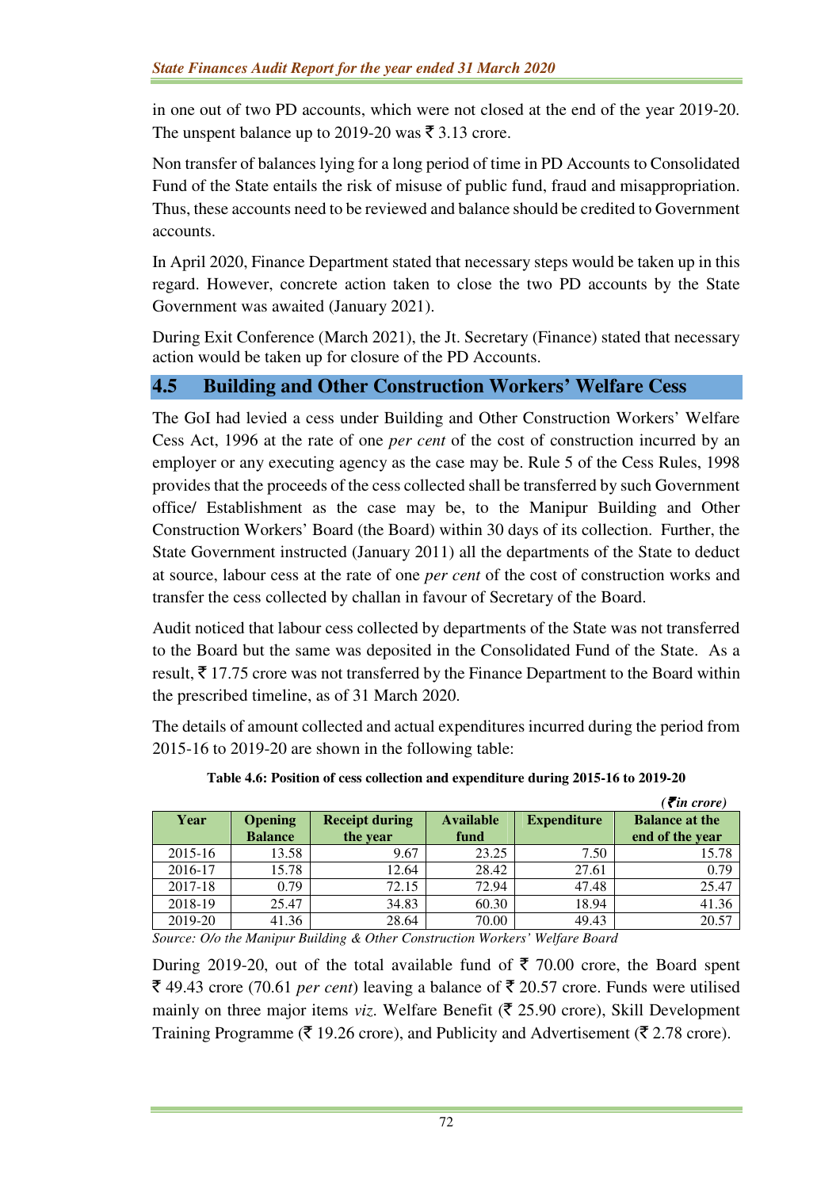in one out of two PD accounts, which were not closed at the end of the year 2019-20. The unspent balance up to 2019-20 was ₹ 3.13 crore.

Non transfer of balances lying for a long period of time in PD Accounts to Consolidated Fund of the State entails the risk of misuse of public fund, fraud and misappropriation. Thus, these accounts need to be reviewed and balance should be credited to Government accounts.

In April 2020, Finance Department stated that necessary steps would be taken up in this regard. However, concrete action taken to close the two PD accounts by the State Government was awaited (January 2021).

During Exit Conference (March 2021), the Jt. Secretary (Finance) stated that necessary action would be taken up for closure of the PD Accounts.

## 4.5 Building and Other Construction Workers' Welfare Cess

The GoI had levied a cess under Building and Other Construction Workers' Welfare Cess Act, 1996 at the rate of one *per cent* of the cost of construction incurred by an employer or any executing agency as the case may be. Rule 5 of the Cess Rules, 1998 provides that the proceeds of the cess collected shall be transferred by such Government office/ Establishment as the case may be, to the Manipur Building and Other Construction Workers' Board (the Board) within 30 days of its collection. Further, the State Government instructed (January 2011) all the departments of the State to deduct at source, labour cess at the rate of one *per cent* of the cost of construction works and transfer the cess collected by challan in favour of Secretary of the Board.

Audit noticed that labour cess collected by departments of the State was not transferred to the Board but the same was deposited in the Consolidated Fund of the State. As a result, ₹ 17.75 crore was not transferred by the Finance Department to the Board within the prescribed timeline, as of 31 March 2020.

The details of amount collected and actual expenditures incurred during the period from 2015-16 to 2019-20 are shown in the following table:

**Table 4.6: Position of cess collection and expenditure during 2015-16 to 2019-20**

*(₹ in crore)*

| Year | Opening Balance | Receipt during the year | Available fund | Expenditure | Balance at the end of the year |
|---|---|---|---|---|---|
| 2015-16 | 13.58 | 9.67 | 23.25 | 7.50 | 15.78 |
| 2016-17 | 15.78 | 12.64 | 28.42 | 27.61 | 0.79 |
| 2017-18 | 0.79 | 72.15 | 72.94 | 47.48 | 25.47 |
| 2018-19 | 25.47 | 34.83 | 60.30 | 18.94 | 41.36 |
| 2019-20 | 41.36 | 28.64 | 70.00 | 49.43 | 20.57 |

*Source: O/o the Manipur Building & Other Construction Workers' Welfare Board*

During 2019-20, out of the total available fund of ₹ 70.00 crore, the Board spent ₹ 49.43 crore (70.61 *per cent*) leaving a balance of ₹ 20.57 crore. Funds were utilised mainly on three major items *viz.* Welfare Benefit (₹ 25.90 crore), Skill Development Training Programme (₹ 19.26 crore), and Publicity and Advertisement (₹ 2.78 crore).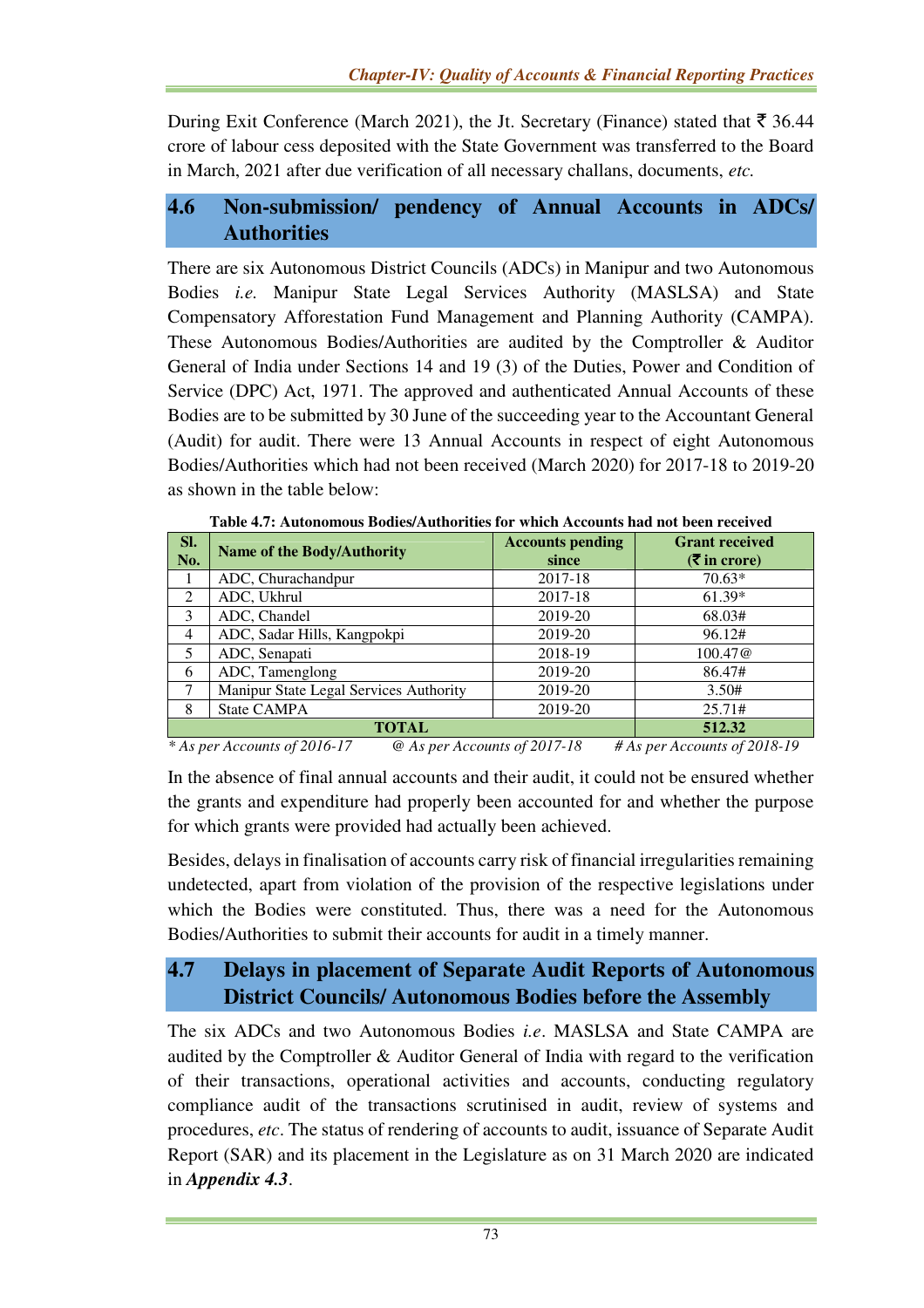During Exit Conference (March 2021), the Jt. Secretary (Finance) stated that ₹ 36.44 crore of labour cess deposited with the State Government was transferred to the Board in March, 2021 after due verification of all necessary challans, documents, *etc.*

## 4.6 Non-submission/ pendency of Annual Accounts in ADCs/ Authorities

There are six Autonomous District Councils (ADCs) in Manipur and two Autonomous Bodies *i.e.* Manipur State Legal Services Authority (MASLSA) and State Compensatory Afforestation Fund Management and Planning Authority (CAMPA). These Autonomous Bodies/Authorities are audited by the Comptroller & Auditor General of India under Sections 14 and 19 (3) of the Duties, Power and Condition of Service (DPC) Act, 1971. The approved and authenticated Annual Accounts of these Bodies are to be submitted by 30 June of the succeeding year to the Accountant General (Audit) for audit. There were 13 Annual Accounts in respect of eight Autonomous Bodies/Authorities which had not been received (March 2020) for 2017-18 to 2019-20 as shown in the table below:

**Table 4.7: Autonomous Bodies/Authorities for which Accounts had not been received**

| Sl. No. | Name of the Body/Authority | Accounts pending since | Grant received (₹ in crore) |
|---|---|---|---|
| 1 | ADC, Churachandpur | 2017-18 | 70.63* |
| 2 | ADC, Ukhrul | 2017-18 | 61.39* |
| 3 | ADC, Chandel | 2019-20 | 68.03# |
| 4 | ADC, Sadar Hills, Kangpokpi | 2019-20 | 96.12# |
| 5 | ADC, Senapati | 2018-19 | 100.47@ |
| 6 | ADC, Tamenglong | 2019-20 | 86.47# |
| 7 | Manipur State Legal Services Authority | 2019-20 | 3.50# |
| 8 | State CAMPA | 2019-20 | 25.71# |
| **TOTAL** | | | **512.32** |

*\* As per Accounts of 2016-17 @ As per Accounts of 2017-18 # As per Accounts of 2018-19*

In the absence of final annual accounts and their audit, it could not be ensured whether the grants and expenditure had properly been accounted for and whether the purpose for which grants were provided had actually been achieved.

Besides, delays in finalisation of accounts carry risk of financial irregularities remaining undetected, apart from violation of the provision of the respective legislations under which the Bodies were constituted. Thus, there was a need for the Autonomous Bodies/Authorities to submit their accounts for audit in a timely manner.

## 4.7 Delays in placement of Separate Audit Reports of Autonomous District Councils/ Autonomous Bodies before the Assembly

The six ADCs and two Autonomous Bodies *i.e*. MASLSA and State CAMPA are audited by the Comptroller & Auditor General of India with regard to the verification of their transactions, operational activities and accounts, conducting regulatory compliance audit of the transactions scrutinised in audit, review of systems and procedures, *etc*. The status of rendering of accounts to audit, issuance of Separate Audit Report (SAR) and its placement in the Legislature as on 31 March 2020 are indicated in ***Appendix 4.3***.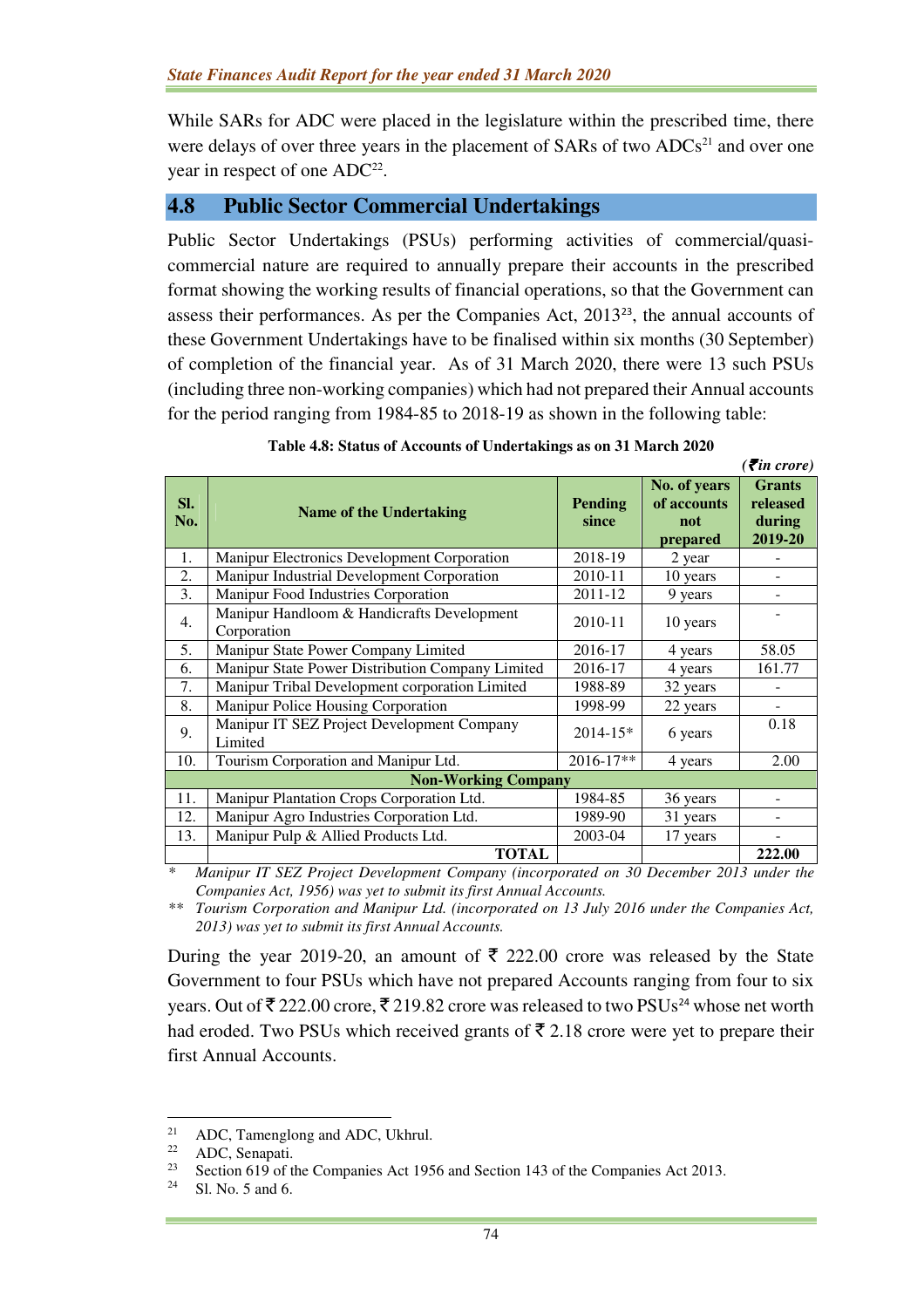While SARs for ADC were placed in the legislature within the prescribed time, there were delays of over three years in the placement of SARs of two ADCs[21] and over one year in respect of one ADC[22].

## 4.8 Public Sector Commercial Undertakings

Public Sector Undertakings (PSUs) performing activities of commercial/quasi-commercial nature are required to annually prepare their accounts in the prescribed format showing the working results of financial operations, so that the Government can assess their performances. As per the Companies Act, 2013[23], the annual accounts of these Government Undertakings have to be finalised within six months (30 September) of completion of the financial year. As of 31 March 2020, there were 13 such PSUs (including three non-working companies) which had not prepared their Annual accounts for the period ranging from 1984-85 to 2018-19 as shown in the following table:

**Table 4.8: Status of Accounts of Undertakings as on 31 March 2020**

*(₹ in crore)*

| Sl. No. | Name of the Undertaking | Pending since | No. of years of accounts not prepared | Grants released during 2019-20 |
|---|---|---|---|---|
| 1. | Manipur Electronics Development Corporation | 2018-19 | 2 year | - |
| 2. | Manipur Industrial Development Corporation | 2010-11 | 10 years | - |
| 3. | Manipur Food Industries Corporation | 2011-12 | 9 years | - |
| 4. | Manipur Handloom & Handicrafts Development Corporation | 2010-11 | 10 years | - |
| 5. | Manipur State Power Company Limited | 2016-17 | 4 years | 58.05 |
| 6. | Manipur State Power Distribution Company Limited | 2016-17 | 4 years | 161.77 |
| 7. | Manipur Tribal Development corporation Limited | 1988-89 | 32 years | - |
| 8. | Manipur Police Housing Corporation | 1998-99 | 22 years | - |
| 9. | Manipur IT SEZ Project Development Company Limited | 2014-15* | 6 years | 0.18 |
| 10. | Tourism Corporation and Manipur Ltd. | 2016-17** | 4 years | 2.00 |
| | **Non-Working Company** | | | |
| 11. | Manipur Plantation Crops Corporation Ltd. | 1984-85 | 36 years | - |
| 12. | Manipur Agro Industries Corporation Ltd. | 1989-90 | 31 years | - |
| 13. | Manipur Pulp & Allied Products Ltd. | 2003-04 | 17 years | - |
| | **TOTAL** | | | **222.00** |

\* *Manipur IT SEZ Project Development Company (incorporated on 30 December 2013 under the Companies Act, 1956) was yet to submit its first Annual Accounts.*

\*\* *Tourism Corporation and Manipur Ltd. (incorporated on 13 July 2016 under the Companies Act, 2013) was yet to submit its first Annual Accounts.*

During the year 2019-20, an amount of ₹ 222.00 crore was released by the State Government to four PSUs which have not prepared Accounts ranging from four to six years. Out of ₹ 222.00 crore, ₹ 219.82 crore was released to two PSUs[24] whose net worth had eroded. Two PSUs which received grants of ₹ 2.18 crore were yet to prepare their first Annual Accounts.

---

[21] ADC, Tamenglong and ADC, Ukhrul.

[22] ADC, Senapati.

[23] Section 619 of the Companies Act 1956 and Section 143 of the Companies Act 2013.

[24] Sl. No. 5 and 6.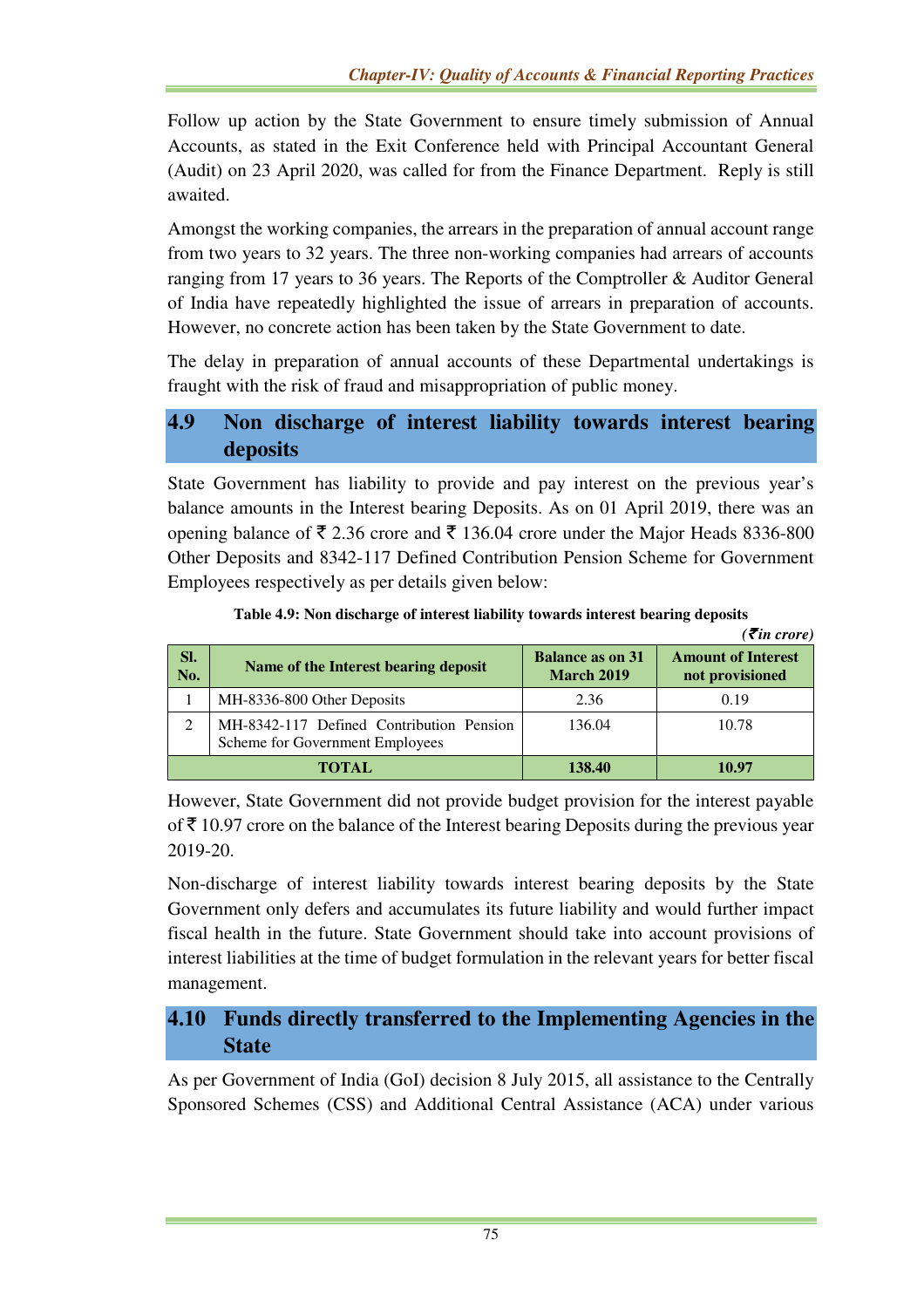Follow up action by the State Government to ensure timely submission of Annual Accounts, as stated in the Exit Conference held with Principal Accountant General (Audit) on 23 April 2020, was called for from the Finance Department. Reply is still awaited.

Amongst the working companies, the arrears in the preparation of annual account range from two years to 32 years. The three non-working companies had arrears of accounts ranging from 17 years to 36 years. The Reports of the Comptroller & Auditor General of India have repeatedly highlighted the issue of arrears in preparation of accounts. However, no concrete action has been taken by the State Government to date.

The delay in preparation of annual accounts of these Departmental undertakings is fraught with the risk of fraud and misappropriation of public money.

## 4.9 Non discharge of interest liability towards interest bearing deposits

State Government has liability to provide and pay interest on the previous year's balance amounts in the Interest bearing Deposits. As on 01 April 2019, there was an opening balance of ₹ 2.36 crore and ₹ 136.04 crore under the Major Heads 8336-800 Other Deposits and 8342-117 Defined Contribution Pension Scheme for Government Employees respectively as per details given below:

**Table 4.9: Non discharge of interest liability towards interest bearing deposits**

*(₹ in crore)*

| Sl. No. | Name of the Interest bearing deposit | Balance as on 31 March 2019 | Amount of Interest not provisioned |
|---|---|---|---|
| 1 | MH-8336-800 Other Deposits | 2.36 | 0.19 |
| 2 | MH-8342-117 Defined Contribution Pension Scheme for Government Employees | 136.04 | 10.78 |
| **TOTAL** | | **138.40** | **10.97** |

However, State Government did not provide budget provision for the interest payable of ₹ 10.97 crore on the balance of the Interest bearing Deposits during the previous year 2019-20.

Non-discharge of interest liability towards interest bearing deposits by the State Government only defers and accumulates its future liability and would further impact fiscal health in the future. State Government should take into account provisions of interest liabilities at the time of budget formulation in the relevant years for better fiscal management.

## 4.10 Funds directly transferred to the Implementing Agencies in the State

As per Government of India (GoI) decision 8 July 2015, all assistance to the Centrally Sponsored Schemes (CSS) and Additional Central Assistance (ACA) under various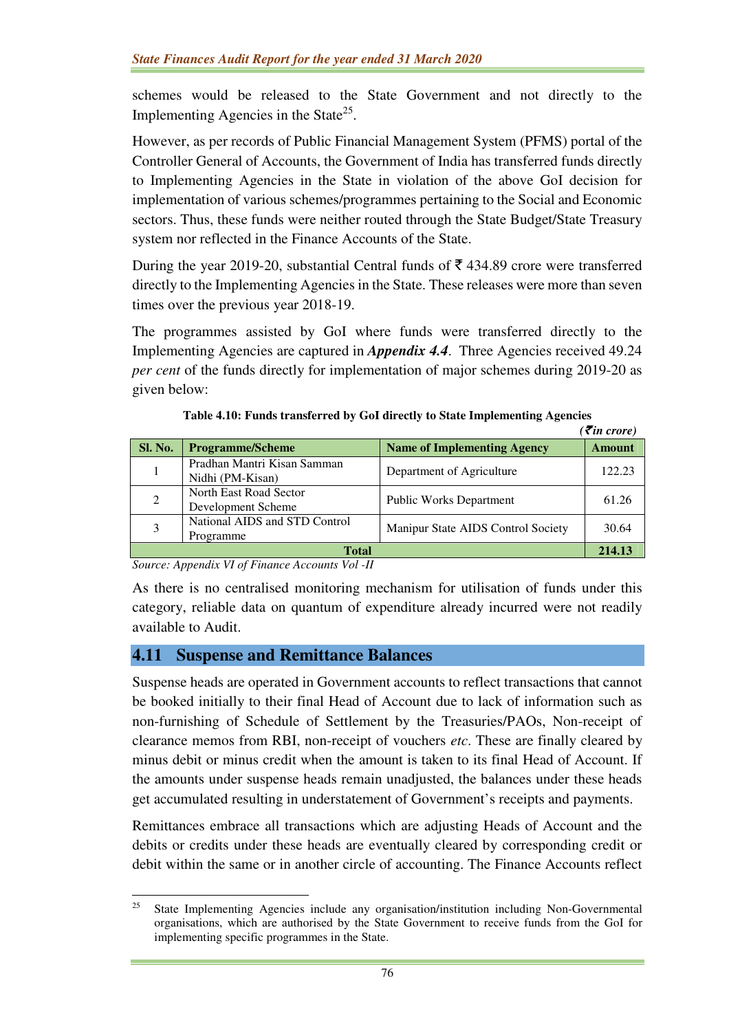schemes would be released to the State Government and not directly to the Implementing Agencies in the State[25].

However, as per records of Public Financial Management System (PFMS) portal of the Controller General of Accounts, the Government of India has transferred funds directly to Implementing Agencies in the State in violation of the above GoI decision for implementation of various schemes/programmes pertaining to the Social and Economic sectors. Thus, these funds were neither routed through the State Budget/State Treasury system nor reflected in the Finance Accounts of the State.

During the year 2019-20, substantial Central funds of ₹ 434.89 crore were transferred directly to the Implementing Agencies in the State. These releases were more than seven times over the previous year 2018-19.

The programmes assisted by GoI where funds were transferred directly to the Implementing Agencies are captured in ***Appendix 4.4***. Three Agencies received 49.24 *per cent* of the funds directly for implementation of major schemes during 2019-20 as given below:

**Table 4.10: Funds transferred by GoI directly to State Implementing Agencies**

*(₹in crore)*

| Sl. No. | Programme/Scheme | Name of Implementing Agency | Amount |
|---|---|---|---|
| 1 | Pradhan Mantri Kisan Samman Nidhi (PM-Kisan) | Department of Agriculture | 122.23 |
| 2 | North East Road Sector Development Scheme | Public Works Department | 61.26 |
| 3 | National AIDS and STD Control Programme | Manipur State AIDS Control Society | 30.64 |
| **Total** | | | **214.13** |

*Source: Appendix VI of Finance Accounts Vol -II*

As there is no centralised monitoring mechanism for utilisation of funds under this category, reliable data on quantum of expenditure already incurred were not readily available to Audit.

## 4.11 Suspense and Remittance Balances

Suspense heads are operated in Government accounts to reflect transactions that cannot be booked initially to their final Head of Account due to lack of information such as non-furnishing of Schedule of Settlement by the Treasuries/PAOs, Non-receipt of clearance memos from RBI, non-receipt of vouchers *etc*. These are finally cleared by minus debit or minus credit when the amount is taken to its final Head of Account. If the amounts under suspense heads remain unadjusted, the balances under these heads get accumulated resulting in understatement of Government's receipts and payments.

Remittances embrace all transactions which are adjusting Heads of Account and the debits or credits under these heads are eventually cleared by corresponding credit or debit within the same or in another circle of accounting. The Finance Accounts reflect

---

[25] State Implementing Agencies include any organisation/institution including Non-Governmental organisations, which are authorised by the State Government to receive funds from the GoI for implementing specific programmes in the State.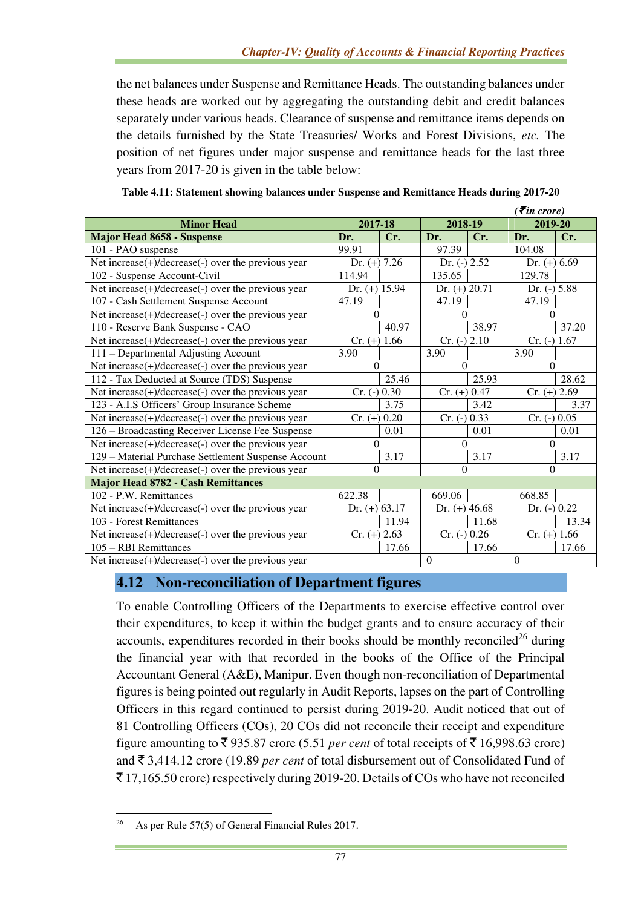the net balances under Suspense and Remittance Heads. The outstanding balances under these heads are worked out by aggregating the outstanding debit and credit balances separately under various heads. Clearance of suspense and remittance items depends on the details furnished by the State Treasuries/ Works and Forest Divisions, *etc.* The position of net figures under major suspense and remittance heads for the last three years from 2017-20 is given in the table below:

**Table 4.11: Statement showing balances under Suspense and Remittance Heads during 2017-20**

*(₹ in crore)*

| Minor Head | 2017-18 | | 2018-19 | | 2019-20 | |
|---|---|---|---|---|---|---|
| **Major Head 8658 - Suspense** | **Dr.** | **Cr.** | **Dr.** | **Cr.** | **Dr.** | **Cr.** |
| 101 - PAO suspense | 99.91 | | 97.39 | | 104.08 | |
| Net increase(+)/decrease(-) over the previous year | Dr. (+) 7.26 | | Dr. (-) 2.52 | | Dr. (+) 6.69 | |
| 102 - Suspense Account-Civil | 114.94 | | 135.65 | | 129.78 | |
| Net increase(+)/decrease(-) over the previous year | Dr. (+) 15.94 | | Dr. (+) 20.71 | | Dr. (-) 5.88 | |
| 107 - Cash Settlement Suspense Account | 47.19 | | 47.19 | | 47.19 | |
| Net increase(+)/decrease(-) over the previous year | 0 | | 0 | | 0 | |
| 110 - Reserve Bank Suspense - CAO | | 40.97 | | 38.97 | | 37.20 |
| Net increase(+)/decrease(-) over the previous year | Cr. (+) 1.66 | | Cr. (-) 2.10 | | Cr. (-) 1.67 | |
| 111 – Departmental Adjusting Account | 3.90 | | 3.90 | | 3.90 | |
| Net increase(+)/decrease(-) over the previous year | 0 | | 0 | | 0 | |
| 112 - Tax Deducted at Source (TDS) Suspense | | 25.46 | | 25.93 | | 28.62 |
| Net increase(+)/decrease(-) over the previous year | Cr. (-) 0.30 | | Cr. (+) 0.47 | | Cr. (+) 2.69 | |
| 123 - A.I.S Officers' Group Insurance Scheme | | 3.75 | | 3.42 | | 3.37 |
| Net increase(+)/decrease(-) over the previous year | Cr. (+) 0.20 | | Cr. (-) 0.33 | | Cr. (-) 0.05 | |
| 126 – Broadcasting Receiver License Fee Suspense | | 0.01 | | 0.01 | | 0.01 |
| Net increase(+)/decrease(-) over the previous year | 0 | | 0 | | 0 | |
| 129 – Material Purchase Settlement Suspense Account | | 3.17 | | 3.17 | | 3.17 |
| Net increase(+)/decrease(-) over the previous year | 0 | | 0 | | 0 | |
| **Major Head 8782 - Cash Remittances** | | | | | | |
| 102 - P.W. Remittances | 622.38 | | 669.06 | | 668.85 | |
| Net increase(+)/decrease(-) over the previous year | Dr. (+) 63.17 | | Dr. (+) 46.68 | | Dr. (-) 0.22 | |
| 103 - Forest Remittances | | 11.94 | | 11.68 | | 13.34 |
| Net increase(+)/decrease(-) over the previous year | Cr. (+) 2.63 | | Cr. (-) 0.26 | | Cr. (+) 1.66 | |
| 105 – RBI Remittances | | 17.66 | | 17.66 | | 17.66 |
| Net increase(+)/decrease(-) over the previous year | | | 0 | | 0 | |

## 4.12 Non-reconciliation of Department figures

To enable Controlling Officers of the Departments to exercise effective control over their expenditures, to keep it within the budget grants and to ensure accuracy of their accounts, expenditures recorded in their books should be monthly reconciled[26] during the financial year with that recorded in the books of the Office of the Principal Accountant General (A&E), Manipur. Even though non-reconciliation of Departmental figures is being pointed out regularly in Audit Reports, lapses on the part of Controlling Officers in this regard continued to persist during 2019-20. Audit noticed that out of 81 Controlling Officers (COs), 20 COs did not reconcile their receipt and expenditure figure amounting to ₹ 935.87 crore (5.51 *per cent* of total receipts of ₹ 16,998.63 crore) and ₹ 3,414.12 crore (19.89 *per cent* of total disbursement out of Consolidated Fund of ₹ 17,165.50 crore) respectively during 2019-20. Details of COs who have not reconciled

---

[26] As per Rule 57(5) of General Financial Rules 2017.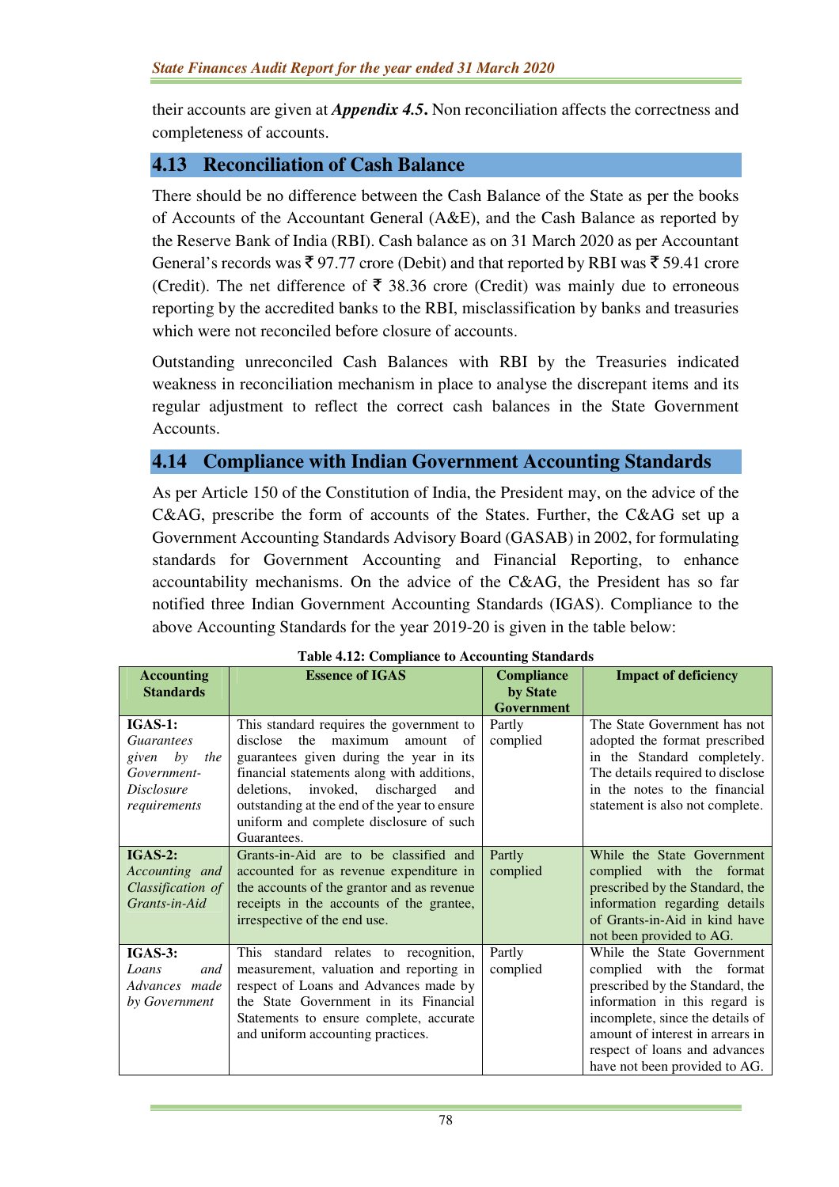their accounts are given at ***Appendix 4.5***. Non reconciliation affects the correctness and completeness of accounts.

## 4.13 Reconciliation of Cash Balance

There should be no difference between the Cash Balance of the State as per the books of Accounts of the Accountant General (A&E), and the Cash Balance as reported by the Reserve Bank of India (RBI). Cash balance as on 31 March 2020 as per Accountant General's records was ₹ 97.77 crore (Debit) and that reported by RBI was ₹ 59.41 crore (Credit). The net difference of ₹ 38.36 crore (Credit) was mainly due to erroneous reporting by the accredited banks to the RBI, misclassification by banks and treasuries which were not reconciled before closure of accounts.

Outstanding unreconciled Cash Balances with RBI by the Treasuries indicated weakness in reconciliation mechanism in place to analyse the discrepant items and its regular adjustment to reflect the correct cash balances in the State Government Accounts.

## 4.14 Compliance with Indian Government Accounting Standards

As per Article 150 of the Constitution of India, the President may, on the advice of the C&AG, prescribe the form of accounts of the States. Further, the C&AG set up a Government Accounting Standards Advisory Board (GASAB) in 2002, for formulating standards for Government Accounting and Financial Reporting, to enhance accountability mechanisms. On the advice of the C&AG, the President has so far notified three Indian Government Accounting Standards (IGAS). Compliance to the above Accounting Standards for the year 2019-20 is given in the table below:

**Table 4.12: Compliance to Accounting Standards**

| Accounting Standards | Essence of IGAS | Compliance by State Government | Impact of deficiency |
|---|---|---|---|
| **IGAS-1:** *Guarantees given by the Government-Disclosure requirements* | This standard requires the government to disclose the maximum amount of guarantees given during the year in its financial statements along with additions, deletions, invoked, discharged and outstanding at the end of the year to ensure uniform and complete disclosure of such Guarantees. | Partly complied | The State Government has not adopted the format prescribed in the Standard completely. The details required to disclose in the notes to the financial statement is also not complete. |
| **IGAS-2:** *Accounting and Classification of Grants-in-Aid* | Grants-in-Aid are to be classified and accounted for as revenue expenditure in the accounts of the grantor and as revenue receipts in the accounts of the grantee, irrespective of the end use. | Partly complied | While the State Government complied with the format prescribed by the Standard, the information regarding details of Grants-in-Aid in kind have not been provided to AG. |
| **IGAS-3:** *Loans and Advances made by Government* | This standard relates to recognition, measurement, valuation and reporting in respect of Loans and Advances made by the State Government in its Financial Statements to ensure complete, accurate and uniform accounting practices. | Partly complied | While the State Government complied with the format prescribed by the Standard, the information in this regard is incomplete, since the details of amount of interest in arrears in respect of loans and advances have not been provided to AG. |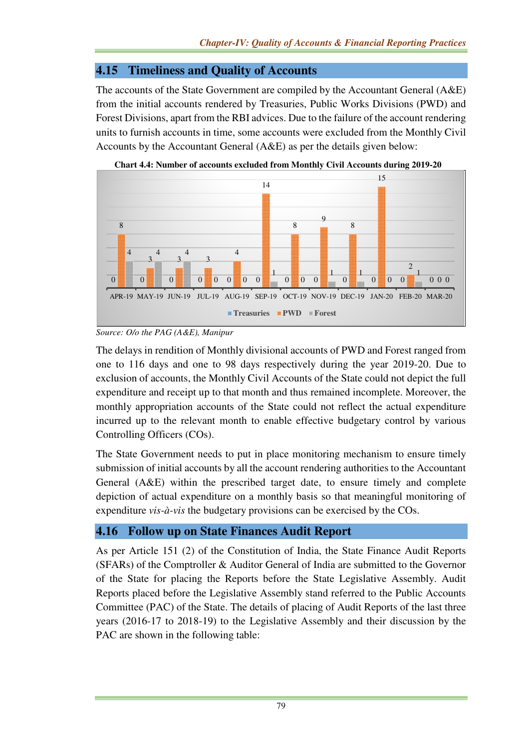## 4.15 Timeliness and Quality of Accounts

The accounts of the State Government are compiled by the Accountant General (A&E) from the initial accounts rendered by Treasuries, Public Works Divisions (PWD) and Forest Divisions, apart from the RBI advices. Due to the failure of the account rendering units to furnish accounts in time, some accounts were excluded from the Monthly Civil Accounts by the Accountant General (A&E) as per the details given below:

**Chart 4.4: Number of accounts excluded from Monthly Civil Accounts during 2019-20**

| Month | Treasuries | PWD | Forest |
|---|---|---|---|
| APR-19 | 0 | 8 | 4 |
| MAY-19 | 0 | 3 | 4 |
| JUN-19 | 0 | 3 | 4 |
| JUL-19 | 0 | 3 | 0 |
| AUG-19 | 0 | 4 | 0 |
| SEP-19 | 0 | 14 | 1 |
| OCT-19 | 0 | 8 | 0 |
| NOV-19 | 0 | 9 | 1 |
| DEC-19 | 0 | 8 | 1 |
| JAN-20 | 0 | 15 | 0 |
| FEB-20 | 0 | 2 | 1 |
| MAR-20 | 0 | 0 | 0 |

*Source: O/o the PAG (A&E), Manipur*

The delays in rendition of Monthly divisional accounts of PWD and Forest ranged from one to 116 days and one to 98 days respectively during the year 2019-20. Due to exclusion of accounts, the Monthly Civil Accounts of the State could not depict the full expenditure and receipt up to that month and thus remained incomplete. Moreover, the monthly appropriation accounts of the State could not reflect the actual expenditure incurred up to the relevant month to enable effective budgetary control by various Controlling Officers (COs).

The State Government needs to put in place monitoring mechanism to ensure timely submission of initial accounts by all the account rendering authorities to the Accountant General (A&E) within the prescribed target date, to ensure timely and complete depiction of actual expenditure on a monthly basis so that meaningful monitoring of expenditure *vis-à-vis* the budgetary provisions can be exercised by the COs.

## 4.16 Follow up on State Finances Audit Report

As per Article 151 (2) of the Constitution of India, the State Finance Audit Reports (SFARs) of the Comptroller & Auditor General of India are submitted to the Governor of the State for placing the Reports before the State Legislative Assembly. Audit Reports placed before the Legislative Assembly stand referred to the Public Accounts Committee (PAC) of the State. The details of placing of Audit Reports of the last three years (2016-17 to 2018-19) to the Legislative Assembly and their discussion by the PAC are shown in the following table: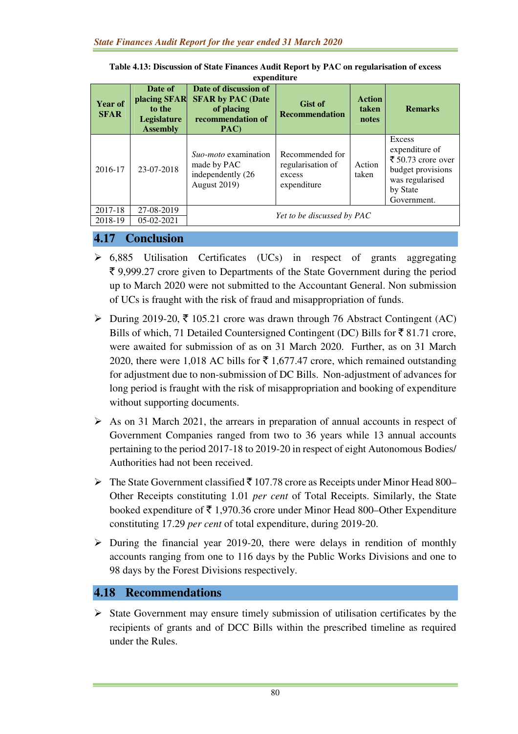**Table 4.13: Discussion of State Finances Audit Report by PAC on regularisation of excess expenditure**

| Year of SFAR | Date of placing SFAR to the Legislature Assembly | Date of discussion of SFAR by PAC (Date of placing recommendation of PAC) | Gist of Recommendation | Action taken notes | Remarks |
|---|---|---|---|---|---|
| 2016-17 | 23-07-2018 | *Suo-moto* examination made by PAC independently (26 August 2019) | Recommended for regularisation of excess expenditure | Action taken | Excess expenditure of ₹ 50.73 crore over budget provisions was regularised by State Government. |
| 2017-18 | 27-08-2019 | *Yet to be discussed by PAC* | | | |
| 2018-19 | 05-02-2021 | | | | |

## 4.17 Conclusion

- 6,885 Utilisation Certificates (UCs) in respect of grants aggregating ₹ 9,999.27 crore given to Departments of the State Government during the period up to March 2020 were not submitted to the Accountant General. Non submission of UCs is fraught with the risk of fraud and misappropriation of funds.
- During 2019-20, ₹ 105.21 crore was drawn through 76 Abstract Contingent (AC) Bills of which, 71 Detailed Countersigned Contingent (DC) Bills for ₹ 81.71 crore, were awaited for submission of as on 31 March 2020. Further, as on 31 March 2020, there were 1,018 AC bills for ₹ 1,677.47 crore, which remained outstanding for adjustment due to non-submission of DC Bills. Non-adjustment of advances for long period is fraught with the risk of misappropriation and booking of expenditure without supporting documents.
- As on 31 March 2021, the arrears in preparation of annual accounts in respect of Government Companies ranged from two to 36 years while 13 annual accounts pertaining to the period 2017-18 to 2019-20 in respect of eight Autonomous Bodies/ Authorities had not been received.
- The State Government classified ₹ 107.78 crore as Receipts under Minor Head 800–Other Receipts constituting 1.01 *per cent* of Total Receipts. Similarly, the State booked expenditure of ₹ 1,970.36 crore under Minor Head 800–Other Expenditure constituting 17.29 *per cent* of total expenditure, during 2019-20.
- During the financial year 2019-20, there were delays in rendition of monthly accounts ranging from one to 116 days by the Public Works Divisions and one to 98 days by the Forest Divisions respectively.

## 4.18 Recommendations

- State Government may ensure timely submission of utilisation certificates by the recipients of grants and of DCC Bills within the prescribed timeline as required under the Rules.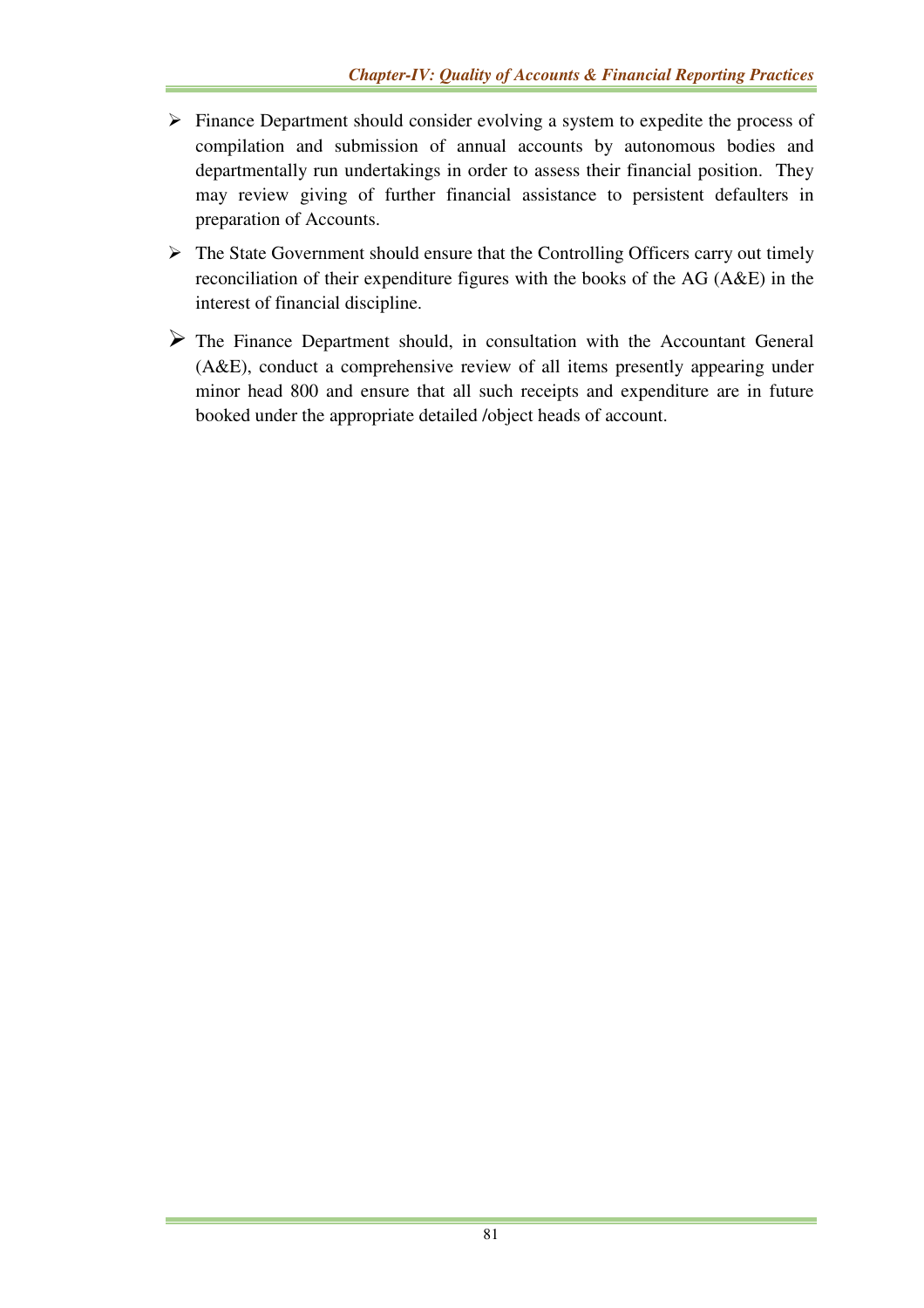- Finance Department should consider evolving a system to expedite the process of compilation and submission of annual accounts by autonomous bodies and departmentally run undertakings in order to assess their financial position. They may review giving of further financial assistance to persistent defaulters in preparation of Accounts.
- The State Government should ensure that the Controlling Officers carry out timely reconciliation of their expenditure figures with the books of the AG (A&E) in the interest of financial discipline.
- The Finance Department should, in consultation with the Accountant General (A&E), conduct a comprehensive review of all items presently appearing under minor head 800 and ensure that all such receipts and expenditure are in future booked under the appropriate detailed /object heads of account.